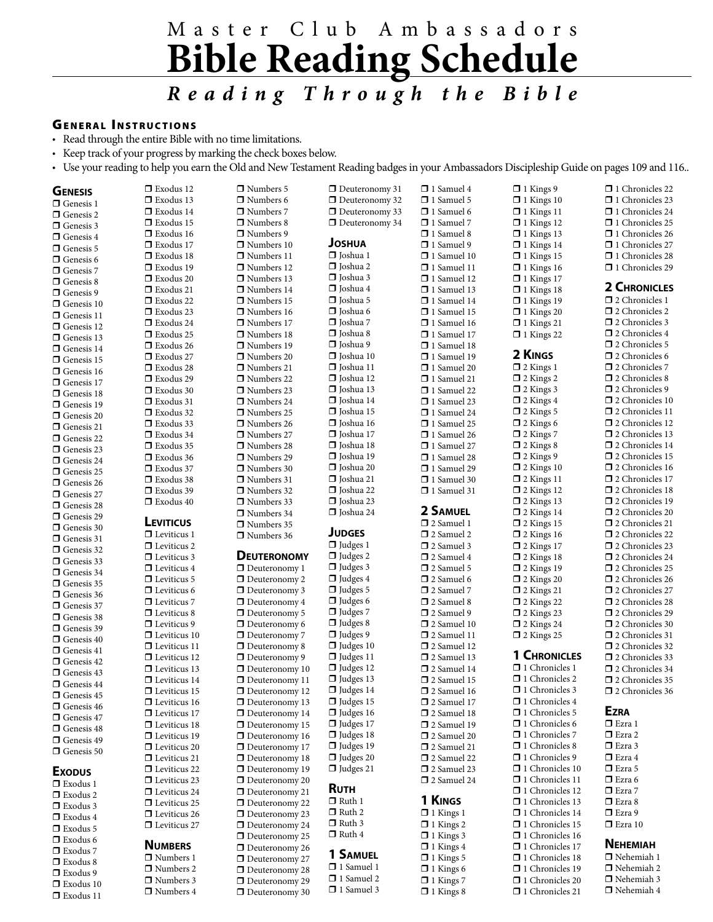# Master Club Ambassadors
# Bible Reading Schedule

***Reading Through the Bible***

## General Instructions

- Read through the entire Bible with no time limitations.
- Keep track of your progress by marking the check boxes below.
- Use your reading to help you earn the Old and New Testament Reading badges in your Ambassadors Discipleship Guide on pages 109 and 116..

### Genesis

- ❒ Genesis 1
- ❒ Genesis 2
- ❒ Genesis 3
- ❒ Genesis 4
- ❒ Genesis 5
- ❒ Genesis 6
- ❒ Genesis 7
- ❒ Genesis 8
- ❒ Genesis 9
- ❒ Genesis 10
- ❒ Genesis 11
- ❒ Genesis 12
- ❒ Genesis 13
- ❒ Genesis 14
- ❒ Genesis 15
- ❒ Genesis 16
- ❒ Genesis 17
- ❒ Genesis 18
- ❒ Genesis 19
- ❒ Genesis 20
- ❒ Genesis 21
- ❒ Genesis 22
- ❒ Genesis 23
- ❒ Genesis 24
- ❒ Genesis 25
- ❒ Genesis 26
- ❒ Genesis 27
- ❒ Genesis 28
- ❒ Genesis 29
- ❒ Genesis 30
- ❒ Genesis 31
- ❒ Genesis 32
- ❒ Genesis 33
- ❒ Genesis 34
- ❒ Genesis 35
- ❒ Genesis 36
- ❒ Genesis 37
- ❒ Genesis 38
- ❒ Genesis 39
- ❒ Genesis 40
- ❒ Genesis 41
- ❒ Genesis 42
- ❒ Genesis 43
- ❒ Genesis 44
- ❒ Genesis 45
- ❒ Genesis 46
- ❒ Genesis 47
- ❒ Genesis 48
- ❒ Genesis 49
- ❒ Genesis 50

### Exodus

- ❒ Exodus 1
- ❒ Exodus 2
- ❒ Exodus 3
- ❒ Exodus 4
- ❒ Exodus 5
- ❒ Exodus 6
- ❒ Exodus 7
- ❒ Exodus 8
- ❒ Exodus 9
- ❒ Exodus 10
- ❒ Exodus 11
- ❒ Exodus 12
- ❒ Exodus 13
- ❒ Exodus 14
- ❒ Exodus 15
- ❒ Exodus 16
- ❒ Exodus 17
- ❒ Exodus 18
- ❒ Exodus 19
- ❒ Exodus 20
- ❒ Exodus 21
- ❒ Exodus 22
- ❒ Exodus 23
- ❒ Exodus 24
- ❒ Exodus 25
- ❒ Exodus 26
- ❒ Exodus 27
- ❒ Exodus 28
- ❒ Exodus 29
- ❒ Exodus 30
- ❒ Exodus 31
- ❒ Exodus 32
- ❒ Exodus 33
- ❒ Exodus 34
- ❒ Exodus 35
- ❒ Exodus 36
- ❒ Exodus 37
- ❒ Exodus 38
- ❒ Exodus 39
- ❒ Exodus 40

### Leviticus

- ❒ Leviticus 1
- ❒ Leviticus 2
- ❒ Leviticus 3
- ❒ Leviticus 4
- ❒ Leviticus 5
- ❒ Leviticus 6
- ❒ Leviticus 7
- ❒ Leviticus 8
- ❒ Leviticus 9
- ❒ Leviticus 10
- ❒ Leviticus 11
- ❒ Leviticus 12
- ❒ Leviticus 13
- ❒ Leviticus 14
- ❒ Leviticus 15
- ❒ Leviticus 16
- ❒ Leviticus 17
- ❒ Leviticus 18
- ❒ Leviticus 19
- ❒ Leviticus 20
- ❒ Leviticus 21
- ❒ Leviticus 22
- ❒ Leviticus 23
- ❒ Leviticus 24
- ❒ Leviticus 25
- ❒ Leviticus 26
- ❒ Leviticus 27

### Numbers

- ❒ Numbers 1
- ❒ Numbers 2
- ❒ Numbers 3
- ❒ Numbers 4
- ❒ Numbers 5
- ❒ Numbers 6
- ❒ Numbers 7
- ❒ Numbers 8
- ❒ Numbers 9
- ❒ Numbers 10
- ❒ Numbers 11
- ❒ Numbers 12
- ❒ Numbers 13
- ❒ Numbers 14
- ❒ Numbers 15
- ❒ Numbers 16
- ❒ Numbers 17
- ❒ Numbers 18
- ❒ Numbers 19
- ❒ Numbers 20
- ❒ Numbers 21
- ❒ Numbers 22
- ❒ Numbers 23
- ❒ Numbers 24
- ❒ Numbers 25
- ❒ Numbers 26
- ❒ Numbers 27
- ❒ Numbers 28
- ❒ Numbers 29
- ❒ Numbers 30
- ❒ Numbers 31
- ❒ Numbers 32
- ❒ Numbers 33
- ❒ Numbers 34
- ❒ Numbers 35
- ❒ Numbers 36

### Deuteronomy

- ❒ Deuteronomy 1
- ❒ Deuteronomy 2
- ❒ Deuteronomy 3
- ❒ Deuteronomy 4
- ❒ Deuteronomy 5
- ❒ Deuteronomy 6
- ❒ Deuteronomy 7
- ❒ Deuteronomy 8
- ❒ Deuteronomy 9
- ❒ Deuteronomy 10
- ❒ Deuteronomy 11
- ❒ Deuteronomy 12
- ❒ Deuteronomy 13
- ❒ Deuteronomy 14
- ❒ Deuteronomy 15
- ❒ Deuteronomy 16
- ❒ Deuteronomy 17
- ❒ Deuteronomy 18
- ❒ Deuteronomy 19
- ❒ Deuteronomy 20
- ❒ Deuteronomy 21
- ❒ Deuteronomy 22
- ❒ Deuteronomy 23
- ❒ Deuteronomy 24
- ❒ Deuteronomy 25
- ❒ Deuteronomy 26
- ❒ Deuteronomy 27
- ❒ Deuteronomy 28
- ❒ Deuteronomy 29
- ❒ Deuteronomy 30
- ❒ Deuteronomy 31
- ❒ Deuteronomy 32
- ❒ Deuteronomy 33
- ❒ Deuteronomy 34

### Joshua

- ❒ Joshua 1
- ❒ Joshua 2
- ❒ Joshua 3
- ❒ Joshua 4
- ❒ Joshua 5
- ❒ Joshua 6
- ❒ Joshua 7
- ❒ Joshua 8
- ❒ Joshua 9
- ❒ Joshua 10
- ❒ Joshua 11
- ❒ Joshua 12
- ❒ Joshua 13
- ❒ Joshua 14
- ❒ Joshua 15
- ❒ Joshua 16
- ❒ Joshua 17
- ❒ Joshua 18
- ❒ Joshua 19
- ❒ Joshua 20
- ❒ Joshua 21
- ❒ Joshua 22
- ❒ Joshua 23
- ❒ Joshua 24

### Judges

- ❒ Judges 1
- ❒ Judges 2
- ❒ Judges 3
- ❒ Judges 4
- ❒ Judges 5
- ❒ Judges 6
- ❒ Judges 7
- ❒ Judges 8
- ❒ Judges 9
- ❒ Judges 10
- ❒ Judges 11
- ❒ Judges 12
- ❒ Judges 13
- ❒ Judges 14
- ❒ Judges 15
- ❒ Judges 16
- ❒ Judges 17
- ❒ Judges 18
- ❒ Judges 19
- ❒ Judges 20
- ❒ Judges 21

### Ruth

- ❒ Ruth 1
- ❒ Ruth 2
- ❒ Ruth 3
- ❒ Ruth 4

### 1 Samuel

- ❒ 1 Samuel 1
- ❒ 1 Samuel 2
- ❒ 1 Samuel 3
- ❒ 1 Samuel 4
- ❒ 1 Samuel 5
- ❒ 1 Samuel 6
- ❒ 1 Samuel 7
- ❒ 1 Samuel 8
- ❒ 1 Samuel 9
- ❒ 1 Samuel 10
- ❒ 1 Samuel 11
- ❒ 1 Samuel 12
- ❒ 1 Samuel 13
- ❒ 1 Samuel 14
- ❒ 1 Samuel 15
- ❒ 1 Samuel 16
- ❒ 1 Samuel 17
- ❒ 1 Samuel 18
- ❒ 1 Samuel 19
- ❒ 1 Samuel 20
- ❒ 1 Samuel 21
- ❒ 1 Samuel 22
- ❒ 1 Samuel 23
- ❒ 1 Samuel 24
- ❒ 1 Samuel 25
- ❒ 1 Samuel 26
- ❒ 1 Samuel 27
- ❒ 1 Samuel 28
- ❒ 1 Samuel 29
- ❒ 1 Samuel 30
- ❒ 1 Samuel 31

### 2 Samuel

- ❒ 2 Samuel 1
- ❒ 2 Samuel 2
- ❒ 2 Samuel 3
- ❒ 2 Samuel 4
- ❒ 2 Samuel 5
- ❒ 2 Samuel 6
- ❒ 2 Samuel 7
- ❒ 2 Samuel 8
- ❒ 2 Samuel 9
- ❒ 2 Samuel 10
- ❒ 2 Samuel 11
- ❒ 2 Samuel 12
- ❒ 2 Samuel 13
- ❒ 2 Samuel 14
- ❒ 2 Samuel 15
- ❒ 2 Samuel 16
- ❒ 2 Samuel 17
- ❒ 2 Samuel 18
- ❒ 2 Samuel 19
- ❒ 2 Samuel 20
- ❒ 2 Samuel 21
- ❒ 2 Samuel 22
- ❒ 2 Samuel 23
- ❒ 2 Samuel 24

### 1 Kings

- ❒ 1 Kings 1
- ❒ 1 Kings 2
- ❒ 1 Kings 3
- ❒ 1 Kings 4
- ❒ 1 Kings 5
- ❒ 1 Kings 6
- ❒ 1 Kings 7
- ❒ 1 Kings 8
- ❒ 1 Kings 9
- ❒ 1 Kings 10
- ❒ 1 Kings 11
- ❒ 1 Kings 12
- ❒ 1 Kings 13
- ❒ 1 Kings 14
- ❒ 1 Kings 15
- ❒ 1 Kings 16
- ❒ 1 Kings 17
- ❒ 1 Kings 18
- ❒ 1 Kings 19
- ❒ 1 Kings 20
- ❒ 1 Kings 21
- ❒ 1 Kings 22

### 2 Kings

- ❒ 2 Kings 1
- ❒ 2 Kings 2
- ❒ 2 Kings 3
- ❒ 2 Kings 4
- ❒ 2 Kings 5
- ❒ 2 Kings 6
- ❒ 2 Kings 7
- ❒ 2 Kings 8
- ❒ 2 Kings 9
- ❒ 2 Kings 10
- ❒ 2 Kings 11
- ❒ 2 Kings 12
- ❒ 2 Kings 13
- ❒ 2 Kings 14
- ❒ 2 Kings 15
- ❒ 2 Kings 16
- ❒ 2 Kings 17
- ❒ 2 Kings 18
- ❒ 2 Kings 19
- ❒ 2 Kings 20
- ❒ 2 Kings 21
- ❒ 2 Kings 22
- ❒ 2 Kings 23
- ❒ 2 Kings 24
- ❒ 2 Kings 25

### 1 Chronicles

- ❒ 1 Chronicles 1
- ❒ 1 Chronicles 2
- ❒ 1 Chronicles 3
- ❒ 1 Chronicles 4
- ❒ 1 Chronicles 5
- ❒ 1 Chronicles 6
- ❒ 1 Chronicles 7
- ❒ 1 Chronicles 8
- ❒ 1 Chronicles 9
- ❒ 1 Chronicles 10
- ❒ 1 Chronicles 11
- ❒ 1 Chronicles 12
- ❒ 1 Chronicles 13
- ❒ 1 Chronicles 14
- ❒ 1 Chronicles 15
- ❒ 1 Chronicles 16
- ❒ 1 Chronicles 17
- ❒ 1 Chronicles 18
- ❒ 1 Chronicles 19
- ❒ 1 Chronicles 20
- ❒ 1 Chronicles 21
- ❒ 1 Chronicles 22
- ❒ 1 Chronicles 23
- ❒ 1 Chronicles 24
- ❒ 1 Chronicles 25
- ❒ 1 Chronicles 26
- ❒ 1 Chronicles 27
- ❒ 1 Chronicles 28
- ❒ 1 Chronicles 29

### 2 Chronicles

- ❒ 2 Chronicles 1
- ❒ 2 Chronicles 2
- ❒ 2 Chronicles 3
- ❒ 2 Chronicles 4
- ❒ 2 Chronicles 5
- ❒ 2 Chronicles 6
- ❒ 2 Chronicles 7
- ❒ 2 Chronicles 8
- ❒ 2 Chronicles 9
- ❒ 2 Chronicles 10
- ❒ 2 Chronicles 11
- ❒ 2 Chronicles 12
- ❒ 2 Chronicles 13
- ❒ 2 Chronicles 14
- ❒ 2 Chronicles 15
- ❒ 2 Chronicles 16
- ❒ 2 Chronicles 17
- ❒ 2 Chronicles 18
- ❒ 2 Chronicles 19
- ❒ 2 Chronicles 20
- ❒ 2 Chronicles 21
- ❒ 2 Chronicles 22
- ❒ 2 Chronicles 23
- ❒ 2 Chronicles 24
- ❒ 2 Chronicles 25
- ❒ 2 Chronicles 26
- ❒ 2 Chronicles 27
- ❒ 2 Chronicles 28
- ❒ 2 Chronicles 29
- ❒ 2 Chronicles 30
- ❒ 2 Chronicles 31
- ❒ 2 Chronicles 32
- ❒ 2 Chronicles 33
- ❒ 2 Chronicles 34
- ❒ 2 Chronicles 35
- ❒ 2 Chronicles 36

### Ezra

- ❒ Ezra 1
- ❒ Ezra 2
- ❒ Ezra 3
- ❒ Ezra 4
- ❒ Ezra 5
- ❒ Ezra 6
- ❒ Ezra 7
- ❒ Ezra 8
- ❒ Ezra 9
- ❒ Ezra 10

### Nehemiah

- ❒ Nehemiah 1
- ❒ Nehemiah 2
- ❒ Nehemiah 3
- ❒ Nehemiah 4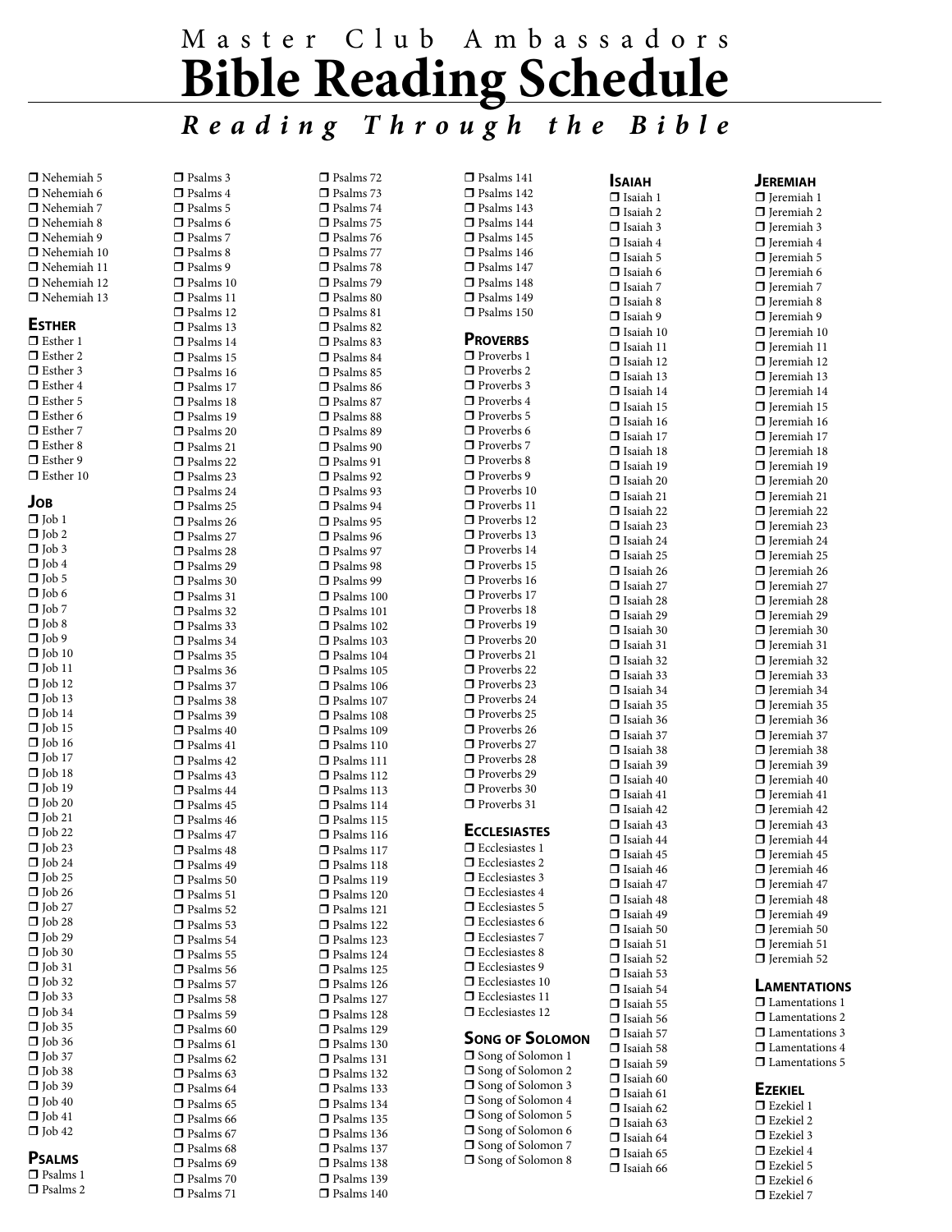Master Club Ambassadors

# Bible Reading Schedule

***Reading Through the Bible***

- ☐ Nehemiah 5
- ☐ Nehemiah 6
- ☐ Nehemiah 7
- ☐ Nehemiah 8
- ☐ Nehemiah 9
- ☐ Nehemiah 10
- ☐ Nehemiah 11
- ☐ Nehemiah 12
- ☐ Nehemiah 13

## Esther

- ☐ Esther 1
- ☐ Esther 2
- ☐ Esther 3
- ☐ Esther 4
- ☐ Esther 5
- ☐ Esther 6
- ☐ Esther 7
- ☐ Esther 8
- ☐ Esther 9
- ☐ Esther 10

## Job

- ☐ Job 1
- ☐ Job 2
- ☐ Job 3
- ☐ Job 4
- ☐ Job 5
- ☐ Job 6
- ☐ Job 7
- ☐ Job 8
- ☐ Job 9
- ☐ Job 10
- ☐ Job 11
- ☐ Job 12
- ☐ Job 13
- ☐ Job 14
- ☐ Job 15
- ☐ Job 16
- ☐ Job 17
- ☐ Job 18
- ☐ Job 19
- ☐ Job 20
- ☐ Job 21
- ☐ Job 22
- ☐ Job 23
- ☐ Job 24
- ☐ Job 25
- ☐ Job 26
- ☐ Job 27
- ☐ Job 28
- ☐ Job 29
- ☐ Job 30
- ☐ Job 31
- ☐ Job 32
- ☐ Job 33
- ☐ Job 34
- ☐ Job 35
- ☐ Job 36
- ☐ Job 37
- ☐ Job 38
- ☐ Job 39
- ☐ Job 40
- ☐ Job 41
- ☐ Job 42

## Psalms

- ☐ Psalms 1
- ☐ Psalms 2
- ☐ Psalms 3
- ☐ Psalms 4
- ☐ Psalms 5
- ☐ Psalms 6
- ☐ Psalms 7
- ☐ Psalms 8
- ☐ Psalms 9
- ☐ Psalms 10
- ☐ Psalms 11
- ☐ Psalms 12
- ☐ Psalms 13
- ☐ Psalms 14
- ☐ Psalms 15
- ☐ Psalms 16
- ☐ Psalms 17
- ☐ Psalms 18
- ☐ Psalms 19
- ☐ Psalms 20
- ☐ Psalms 21
- ☐ Psalms 22
- ☐ Psalms 23
- ☐ Psalms 24
- ☐ Psalms 25
- ☐ Psalms 26
- ☐ Psalms 27
- ☐ Psalms 28
- ☐ Psalms 29
- ☐ Psalms 30
- ☐ Psalms 31
- ☐ Psalms 32
- ☐ Psalms 33
- ☐ Psalms 34
- ☐ Psalms 35
- ☐ Psalms 36
- ☐ Psalms 37
- ☐ Psalms 38
- ☐ Psalms 39
- ☐ Psalms 40
- ☐ Psalms 41
- ☐ Psalms 42
- ☐ Psalms 43
- ☐ Psalms 44
- ☐ Psalms 45
- ☐ Psalms 46
- ☐ Psalms 47
- ☐ Psalms 48
- ☐ Psalms 49
- ☐ Psalms 50
- ☐ Psalms 51
- ☐ Psalms 52
- ☐ Psalms 53
- ☐ Psalms 54
- ☐ Psalms 55
- ☐ Psalms 56
- ☐ Psalms 57
- ☐ Psalms 58
- ☐ Psalms 59
- ☐ Psalms 60
- ☐ Psalms 61
- ☐ Psalms 62
- ☐ Psalms 63
- ☐ Psalms 64
- ☐ Psalms 65
- ☐ Psalms 66
- ☐ Psalms 67
- ☐ Psalms 68
- ☐ Psalms 69
- ☐ Psalms 70
- ☐ Psalms 71
- ☐ Psalms 72
- ☐ Psalms 73
- ☐ Psalms 74
- ☐ Psalms 75
- ☐ Psalms 76
- ☐ Psalms 77
- ☐ Psalms 78
- ☐ Psalms 79
- ☐ Psalms 80
- ☐ Psalms 81
- ☐ Psalms 82
- ☐ Psalms 83
- ☐ Psalms 84
- ☐ Psalms 85
- ☐ Psalms 86
- ☐ Psalms 87
- ☐ Psalms 88
- ☐ Psalms 89
- ☐ Psalms 90
- ☐ Psalms 91
- ☐ Psalms 92
- ☐ Psalms 93
- ☐ Psalms 94
- ☐ Psalms 95
- ☐ Psalms 96
- ☐ Psalms 97
- ☐ Psalms 98
- ☐ Psalms 99
- ☐ Psalms 100
- ☐ Psalms 101
- ☐ Psalms 102
- ☐ Psalms 103
- ☐ Psalms 104
- ☐ Psalms 105
- ☐ Psalms 106
- ☐ Psalms 107
- ☐ Psalms 108
- ☐ Psalms 109
- ☐ Psalms 110
- ☐ Psalms 111
- ☐ Psalms 112
- ☐ Psalms 113
- ☐ Psalms 114
- ☐ Psalms 115
- ☐ Psalms 116
- ☐ Psalms 117
- ☐ Psalms 118
- ☐ Psalms 119
- ☐ Psalms 120
- ☐ Psalms 121
- ☐ Psalms 122
- ☐ Psalms 123
- ☐ Psalms 124
- ☐ Psalms 125
- ☐ Psalms 126
- ☐ Psalms 127
- ☐ Psalms 128
- ☐ Psalms 129
- ☐ Psalms 130
- ☐ Psalms 131
- ☐ Psalms 132
- ☐ Psalms 133
- ☐ Psalms 134
- ☐ Psalms 135
- ☐ Psalms 136
- ☐ Psalms 137
- ☐ Psalms 138
- ☐ Psalms 139
- ☐ Psalms 140
- ☐ Psalms 141
- ☐ Psalms 142
- ☐ Psalms 143
- ☐ Psalms 144
- ☐ Psalms 145
- ☐ Psalms 146
- ☐ Psalms 147
- ☐ Psalms 148
- ☐ Psalms 149
- ☐ Psalms 150

## Proverbs

- ☐ Proverbs 1
- ☐ Proverbs 2
- ☐ Proverbs 3
- ☐ Proverbs 4
- ☐ Proverbs 5
- ☐ Proverbs 6
- ☐ Proverbs 7
- ☐ Proverbs 8
- ☐ Proverbs 9
- ☐ Proverbs 10
- ☐ Proverbs 11
- ☐ Proverbs 12
- ☐ Proverbs 13
- ☐ Proverbs 14
- ☐ Proverbs 15
- ☐ Proverbs 16
- ☐ Proverbs 17
- ☐ Proverbs 18
- ☐ Proverbs 19
- ☐ Proverbs 20
- ☐ Proverbs 21
- ☐ Proverbs 22
- ☐ Proverbs 23
- ☐ Proverbs 24
- ☐ Proverbs 25
- ☐ Proverbs 26
- ☐ Proverbs 27
- ☐ Proverbs 28
- ☐ Proverbs 29
- ☐ Proverbs 30
- ☐ Proverbs 31

## Ecclesiastes

- ☐ Ecclesiastes 1
- ☐ Ecclesiastes 2
- ☐ Ecclesiastes 3
- ☐ Ecclesiastes 4
- ☐ Ecclesiastes 5
- ☐ Ecclesiastes 6
- ☐ Ecclesiastes 7
- ☐ Ecclesiastes 8
- ☐ Ecclesiastes 9
- ☐ Ecclesiastes 10
- ☐ Ecclesiastes 11
- ☐ Ecclesiastes 12

## Song of Solomon

- ☐ Song of Solomon 1
- ☐ Song of Solomon 2
- ☐ Song of Solomon 3
- ☐ Song of Solomon 4
- ☐ Song of Solomon 5
- ☐ Song of Solomon 6
- ☐ Song of Solomon 7
- ☐ Song of Solomon 8

## Isaiah

- ☐ Isaiah 1
- ☐ Isaiah 2
- ☐ Isaiah 3
- ☐ Isaiah 4
- ☐ Isaiah 5
- ☐ Isaiah 6
- ☐ Isaiah 7
- ☐ Isaiah 8
- ☐ Isaiah 9
- ☐ Isaiah 10
- ☐ Isaiah 11
- ☐ Isaiah 12
- ☐ Isaiah 13
- ☐ Isaiah 14
- ☐ Isaiah 15
- ☐ Isaiah 16
- ☐ Isaiah 17
- ☐ Isaiah 18
- ☐ Isaiah 19
- ☐ Isaiah 20
- ☐ Isaiah 21
- ☐ Isaiah 22
- ☐ Isaiah 23
- ☐ Isaiah 24
- ☐ Isaiah 25
- ☐ Isaiah 26
- ☐ Isaiah 27
- ☐ Isaiah 28
- ☐ Isaiah 29
- ☐ Isaiah 30
- ☐ Isaiah 31
- ☐ Isaiah 32
- ☐ Isaiah 33
- ☐ Isaiah 34
- ☐ Isaiah 35
- ☐ Isaiah 36
- ☐ Isaiah 37
- ☐ Isaiah 38
- ☐ Isaiah 39
- ☐ Isaiah 40
- ☐ Isaiah 41
- ☐ Isaiah 42
- ☐ Isaiah 43
- ☐ Isaiah 44
- ☐ Isaiah 45
- ☐ Isaiah 46
- ☐ Isaiah 47
- ☐ Isaiah 48
- ☐ Isaiah 49
- ☐ Isaiah 50
- ☐ Isaiah 51
- ☐ Isaiah 52
- ☐ Isaiah 53
- ☐ Isaiah 54
- ☐ Isaiah 55
- ☐ Isaiah 56
- ☐ Isaiah 57
- ☐ Isaiah 58
- ☐ Isaiah 59
- ☐ Isaiah 60
- ☐ Isaiah 61
- ☐ Isaiah 62
- ☐ Isaiah 63
- ☐ Isaiah 64
- ☐ Isaiah 65
- ☐ Isaiah 66

## Jeremiah

- ☐ Jeremiah 1
- ☐ Jeremiah 2
- ☐ Jeremiah 3
- ☐ Jeremiah 4
- ☐ Jeremiah 5
- ☐ Jeremiah 6
- ☐ Jeremiah 7
- ☐ Jeremiah 8
- ☐ Jeremiah 9
- ☐ Jeremiah 10
- ☐ Jeremiah 11
- ☐ Jeremiah 12
- ☐ Jeremiah 13
- ☐ Jeremiah 14
- ☐ Jeremiah 15
- ☐ Jeremiah 16
- ☐ Jeremiah 17
- ☐ Jeremiah 18
- ☐ Jeremiah 19
- ☐ Jeremiah 20
- ☐ Jeremiah 21
- ☐ Jeremiah 22
- ☐ Jeremiah 23
- ☐ Jeremiah 24
- ☐ Jeremiah 25
- ☐ Jeremiah 26
- ☐ Jeremiah 27
- ☐ Jeremiah 28
- ☐ Jeremiah 29
- ☐ Jeremiah 30
- ☐ Jeremiah 31
- ☐ Jeremiah 32
- ☐ Jeremiah 33
- ☐ Jeremiah 34
- ☐ Jeremiah 35
- ☐ Jeremiah 36
- ☐ Jeremiah 37
- ☐ Jeremiah 38
- ☐ Jeremiah 39
- ☐ Jeremiah 40
- ☐ Jeremiah 41
- ☐ Jeremiah 42
- ☐ Jeremiah 43
- ☐ Jeremiah 44
- ☐ Jeremiah 45
- ☐ Jeremiah 46
- ☐ Jeremiah 47
- ☐ Jeremiah 48
- ☐ Jeremiah 49
- ☐ Jeremiah 50
- ☐ Jeremiah 51
- ☐ Jeremiah 52

## Lamentations

- ☐ Lamentations 1
- ☐ Lamentations 2
- ☐ Lamentations 3
- ☐ Lamentations 4
- ☐ Lamentations 5

## Ezekiel

- ☐ Ezekiel 1
- ☐ Ezekiel 2
- ☐ Ezekiel 3
- ☐ Ezekiel 4
- ☐ Ezekiel 5
- ☐ Ezekiel 6
- ☐ Ezekiel 7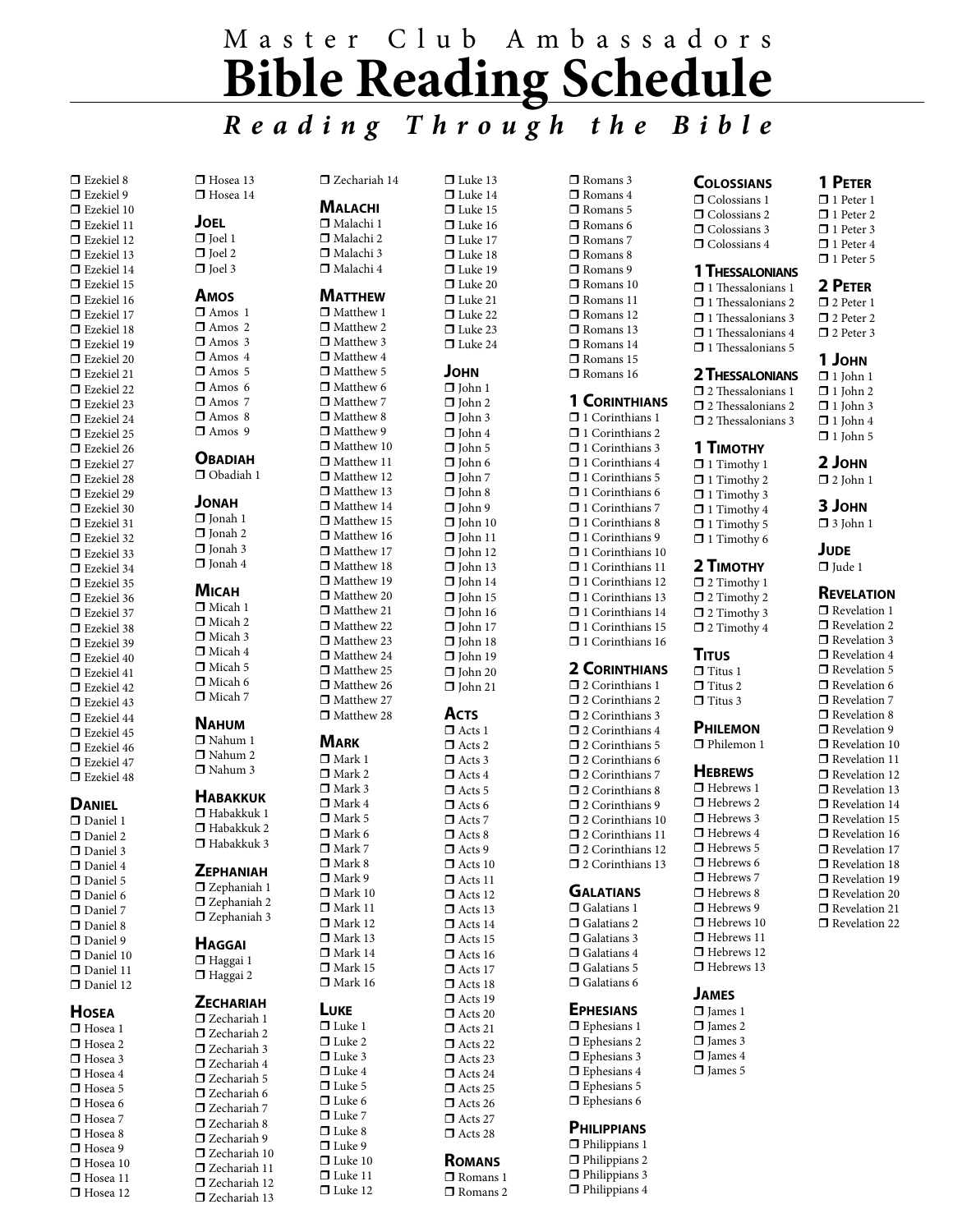Master Club Ambassadors

# Bible Reading Schedule

***Reading Through the Bible***

- ❐ Ezekiel 8
- ❐ Ezekiel 9
- ❐ Ezekiel 10
- ❐ Ezekiel 11
- ❐ Ezekiel 12
- ❐ Ezekiel 13
- ❐ Ezekiel 14
- ❐ Ezekiel 15
- ❐ Ezekiel 16
- ❐ Ezekiel 17
- ❐ Ezekiel 18
- ❐ Ezekiel 19
- ❐ Ezekiel 20
- ❐ Ezekiel 21
- ❐ Ezekiel 22
- ❐ Ezekiel 23
- ❐ Ezekiel 24
- ❐ Ezekiel 25
- ❐ Ezekiel 26
- ❐ Ezekiel 27
- ❐ Ezekiel 28
- ❐ Ezekiel 29
- ❐ Ezekiel 30
- ❐ Ezekiel 31
- ❐ Ezekiel 32
- ❐ Ezekiel 33
- ❐ Ezekiel 34
- ❐ Ezekiel 35
- ❐ Ezekiel 36
- ❐ Ezekiel 37
- ❐ Ezekiel 38
- ❐ Ezekiel 39
- ❐ Ezekiel 40
- ❐ Ezekiel 41
- ❐ Ezekiel 42
- ❐ Ezekiel 43
- ❐ Ezekiel 44
- ❐ Ezekiel 45
- ❐ Ezekiel 46
- ❐ Ezekiel 47
- ❐ Ezekiel 48

### Daniel

- ❐ Daniel 1
- ❐ Daniel 2
- ❐ Daniel 3
- ❐ Daniel 4
- ❐ Daniel 5
- ❐ Daniel 6
- ❐ Daniel 7
- ❐ Daniel 8
- ❐ Daniel 9
- ❐ Daniel 10
- ❐ Daniel 11
- ❐ Daniel 12

### Hosea

- ❐ Hosea 1
- ❐ Hosea 2
- ❐ Hosea 3
- ❐ Hosea 4
- ❐ Hosea 5
- ❐ Hosea 6
- ❐ Hosea 7
- ❐ Hosea 8
- ❐ Hosea 9
- ❐ Hosea 10
- ❐ Hosea 11
- ❐ Hosea 12
- ❐ Hosea 13
- ❐ Hosea 14

### Joel

- ❐ Joel 1
- ❐ Joel 2
- ❐ Joel 3

### Amos

- ❐ Amos 1
- ❐ Amos 2
- ❐ Amos 3
- ❐ Amos 4
- ❐ Amos 5
- ❐ Amos 6
- ❐ Amos 7
- ❐ Amos 8
- ❐ Amos 9

### Obadiah

- ❐ Obadiah 1

### Jonah

- ❐ Jonah 1
- ❐ Jonah 2
- ❐ Jonah 3
- ❐ Jonah 4

### Micah

- ❐ Micah 1
- ❐ Micah 2
- ❐ Micah 3
- ❐ Micah 4
- ❐ Micah 5
- ❐ Micah 6
- ❐ Micah 7

### Nahum

- ❐ Nahum 1
- ❐ Nahum 2
- ❐ Nahum 3

### Habakkuk

- ❐ Habakkuk 1
- ❐ Habakkuk 2
- ❐ Habakkuk 3

### Zephaniah

- ❐ Zephaniah 1
- ❐ Zephaniah 2
- ❐ Zephaniah 3

### Haggai

- ❐ Haggai 1
- ❐ Haggai 2

### Zechariah

- ❐ Zechariah 1
- ❐ Zechariah 2
- ❐ Zechariah 3
- ❐ Zechariah 4
- ❐ Zechariah 5
- ❐ Zechariah 6
- ❐ Zechariah 7
- ❐ Zechariah 8
- ❐ Zechariah 9
- ❐ Zechariah 10
- ❐ Zechariah 11
- ❐ Zechariah 12
- ❐ Zechariah 13
- ❐ Zechariah 14

### Malachi

- ❐ Malachi 1
- ❐ Malachi 2
- ❐ Malachi 3
- ❐ Malachi 4

### Matthew

- ❐ Matthew 1
- ❐ Matthew 2
- ❐ Matthew 3
- ❐ Matthew 4
- ❐ Matthew 5
- ❐ Matthew 6
- ❐ Matthew 7
- ❐ Matthew 8
- ❐ Matthew 9
- ❐ Matthew 10
- ❐ Matthew 11
- ❐ Matthew 12
- ❐ Matthew 13
- ❐ Matthew 14
- ❐ Matthew 15
- ❐ Matthew 16
- ❐ Matthew 17
- ❐ Matthew 18
- ❐ Matthew 19
- ❐ Matthew 20
- ❐ Matthew 21
- ❐ Matthew 22
- ❐ Matthew 23
- ❐ Matthew 24
- ❐ Matthew 25
- ❐ Matthew 26
- ❐ Matthew 27
- ❐ Matthew 28

### Mark

- ❐ Mark 1
- ❐ Mark 2
- ❐ Mark 3
- ❐ Mark 4
- ❐ Mark 5
- ❐ Mark 6
- ❐ Mark 7
- ❐ Mark 8
- ❐ Mark 9
- ❐ Mark 10
- ❐ Mark 11
- ❐ Mark 12
- ❐ Mark 13
- ❐ Mark 14
- ❐ Mark 15
- ❐ Mark 16

### Luke

- ❐ Luke 1
- ❐ Luke 2
- ❐ Luke 3
- ❐ Luke 4
- ❐ Luke 5
- ❐ Luke 6
- ❐ Luke 7
- ❐ Luke 8
- ❐ Luke 9
- ❐ Luke 10
- ❐ Luke 11
- ❐ Luke 12
- ❐ Luke 13
- ❐ Luke 14
- ❐ Luke 15
- ❐ Luke 16
- ❐ Luke 17
- ❐ Luke 18
- ❐ Luke 19
- ❐ Luke 20
- ❐ Luke 21
- ❐ Luke 22
- ❐ Luke 23
- ❐ Luke 24

### John

- ❐ John 1
- ❐ John 2
- ❐ John 3
- ❐ John 4
- ❐ John 5
- ❐ John 6
- ❐ John 7
- ❐ John 8
- ❐ John 9
- ❐ John 10
- ❐ John 11
- ❐ John 12
- ❐ John 13
- ❐ John 14
- ❐ John 15
- ❐ John 16
- ❐ John 17
- ❐ John 18
- ❐ John 19
- ❐ John 20
- ❐ John 21

### Acts

- ❐ Acts 1
- ❐ Acts 2
- ❐ Acts 3
- ❐ Acts 4
- ❐ Acts 5
- ❐ Acts 6
- ❐ Acts 7
- ❐ Acts 8
- ❐ Acts 9
- ❐ Acts 10
- ❐ Acts 11
- ❐ Acts 12
- ❐ Acts 13
- ❐ Acts 14
- ❐ Acts 15
- ❐ Acts 16
- ❐ Acts 17
- ❐ Acts 18
- ❐ Acts 19
- ❐ Acts 20
- ❐ Acts 21
- ❐ Acts 22
- ❐ Acts 23
- ❐ Acts 24
- ❐ Acts 25
- ❐ Acts 26
- ❐ Acts 27
- ❐ Acts 28

### Romans

- ❐ Romans 1
- ❐ Romans 2
- ❐ Romans 3
- ❐ Romans 4
- ❐ Romans 5
- ❐ Romans 6
- ❐ Romans 7
- ❐ Romans 8
- ❐ Romans 9
- ❐ Romans 10
- ❐ Romans 11
- ❐ Romans 12
- ❐ Romans 13
- ❐ Romans 14
- ❐ Romans 15
- ❐ Romans 16

### 1 Corinthians

- ❐ 1 Corinthians 1
- ❐ 1 Corinthians 2
- ❐ 1 Corinthians 3
- ❐ 1 Corinthians 4
- ❐ 1 Corinthians 5
- ❐ 1 Corinthians 6
- ❐ 1 Corinthians 7
- ❐ 1 Corinthians 8
- ❐ 1 Corinthians 9
- ❐ 1 Corinthians 10
- ❐ 1 Corinthians 11
- ❐ 1 Corinthians 12
- ❐ 1 Corinthians 13
- ❐ 1 Corinthians 14
- ❐ 1 Corinthians 15
- ❐ 1 Corinthians 16

### 2 Corinthians

- ❐ 2 Corinthians 1
- ❐ 2 Corinthians 2
- ❐ 2 Corinthians 3
- ❐ 2 Corinthians 4
- ❐ 2 Corinthians 5
- ❐ 2 Corinthians 6
- ❐ 2 Corinthians 7
- ❐ 2 Corinthians 8
- ❐ 2 Corinthians 9
- ❐ 2 Corinthians 10
- ❐ 2 Corinthians 11
- ❐ 2 Corinthians 12
- ❐ 2 Corinthians 13

### Galatians

- ❐ Galatians 1
- ❐ Galatians 2
- ❐ Galatians 3
- ❐ Galatians 4
- ❐ Galatians 5
- ❐ Galatians 6

### Ephesians

- ❐ Ephesians 1
- ❐ Ephesians 2
- ❐ Ephesians 3
- ❐ Ephesians 4
- ❐ Ephesians 5
- ❐ Ephesians 6

### Philippians

- ❐ Philippians 1
- ❐ Philippians 2
- ❐ Philippians 3
- ❐ Philippians 4

### Colossians

- ❐ Colossians 1
- ❐ Colossians 2
- ❐ Colossians 3
- ❐ Colossians 4

### 1 Thessalonians

- ❐ 1 Thessalonians 1
- ❐ 1 Thessalonians 2
- ❐ 1 Thessalonians 3
- ❐ 1 Thessalonians 4
- ❐ 1 Thessalonians 5

### 2 Thessalonians

- ❐ 2 Thessalonians 1
- ❐ 2 Thessalonians 2
- ❐ 2 Thessalonians 3

### 1 Timothy

- ❐ 1 Timothy 1
- ❐ 1 Timothy 2
- ❐ 1 Timothy 3
- ❐ 1 Timothy 4
- ❐ 1 Timothy 5
- ❐ 1 Timothy 6

### 2 Timothy

- ❐ 2 Timothy 1
- ❐ 2 Timothy 2
- ❐ 2 Timothy 3
- ❐ 2 Timothy 4

### Titus

- ❐ Titus 1
- ❐ Titus 2
- ❐ Titus 3

### Philemon

- ❐ Philemon 1

### Hebrews

- ❐ Hebrews 1
- ❐ Hebrews 2
- ❐ Hebrews 3
- ❐ Hebrews 4
- ❐ Hebrews 5
- ❐ Hebrews 6
- ❐ Hebrews 7
- ❐ Hebrews 8
- ❐ Hebrews 9
- ❐ Hebrews 10
- ❐ Hebrews 11
- ❐ Hebrews 12
- ❐ Hebrews 13

### James

- ❐ James 1
- ❐ James 2
- ❐ James 3
- ❐ James 4
- ❐ James 5

### 1 Peter

- ❐ 1 Peter 1
- ❐ 1 Peter 2
- ❐ 1 Peter 3
- ❐ 1 Peter 4
- ❐ 1 Peter 5

### 2 Peter

- ❐ 2 Peter 1
- ❐ 2 Peter 2
- ❐ 2 Peter 3

### 1 John

- ❐ 1 John 1
- ❐ 1 John 2
- ❐ 1 John 3
- ❐ 1 John 4
- ❐ 1 John 5

### 2 John

- ❐ 2 John 1

### 3 John

- ❐ 3 John 1

### Jude

- ❐ Jude 1

### Revelation

- ❐ Revelation 1
- ❐ Revelation 2
- ❐ Revelation 3
- ❐ Revelation 4
- ❐ Revelation 5
- ❐ Revelation 6
- ❐ Revelation 7
- ❐ Revelation 8
- ❐ Revelation 9
- ❐ Revelation 10
- ❐ Revelation 11
- ❐ Revelation 12
- ❐ Revelation 13
- ❐ Revelation 14
- ❐ Revelation 15
- ❐ Revelation 16
- ❐ Revelation 17
- ❐ Revelation 18
- ❐ Revelation 19
- ❐ Revelation 20
- ❐ Revelation 21
- ❐ Revelation 22